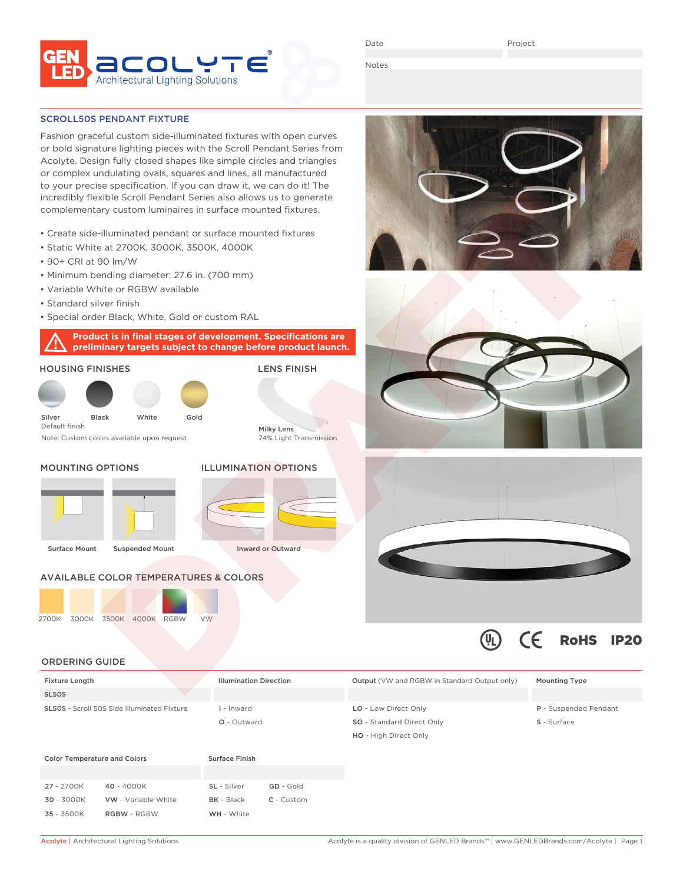GEN LED | ACOLYTE® Architectural Lighting Solutions

Date | Project

Notes

## SCROLL50S PENDANT FIXTURE

Fashion graceful custom side-illuminated fixtures with open curves or bold signature lighting pieces with the Scroll Pendant Series from Acolyte. Design fully closed shapes like simple circles and triangles or complex undulating ovals, squares and lines, all manufactured to your precise specification. If you can draw it, we can do it! The incredibly flexible Scroll Pendant Series also allows us to generate complementary custom luminaires in surface mounted fixtures.

- Create side-illuminated pendant or surface mounted fixtures
- Static White at 2700K, 3000K, 3500K, 4000K
- 90+ CRI at 90 lm/W
- Minimum bending diameter: 27.6 in. (700 mm)
- Variable White or RGBW available
- Standard silver finish
- Special order Black, White, Gold or custom RAL

**Product is in final stages of development. Specifications are preliminary targets subject to change before product launch.**

### HOUSING FINISHES

Silver (Default finish) | Black | White | Gold

Note: Custom colors available upon request

### LENS FINISH

Milky Lens
74% Light Transmission

### MOUNTING OPTIONS

Surface Mount | Suspended Mount

### ILLUMINATION OPTIONS

Inward or Outward

### AVAILABLE COLOR TEMPERATURES & COLORS

2700K | 3000K | 3500K | 4000K | RGBW | VW

UL | CE | RoHS | IP20

### ORDERING GUIDE

| Fixture Length | Illumination Direction | Output (VW and RGBW in Standard Output only) | Mounting Type |
|---|---|---|---|
| SL50S | | | |
| **SL50S** - Scroll 50S Side Illuminated Fixture | **I** - Inward | **LO** - Low Direct Only | **P** - Suspended Pendant |
| | **O** - Outward | **SO** - Standard Direct Only | **S** - Surface |
| | | **HO** - High Direct Only | |

| Color Temperature and Colors | | Surface Finish | |
|---|---|---|---|
| | | | |
| **27** - 2700K | **40** - 4000K | **SL** - Silver | **GD** - Gold |
| **30** - 3000K | **VW** - Variable White | **BK** - Black | **C** - Custom |
| **35** - 3500K | **RGBW** - RGBW | **WH** - White | |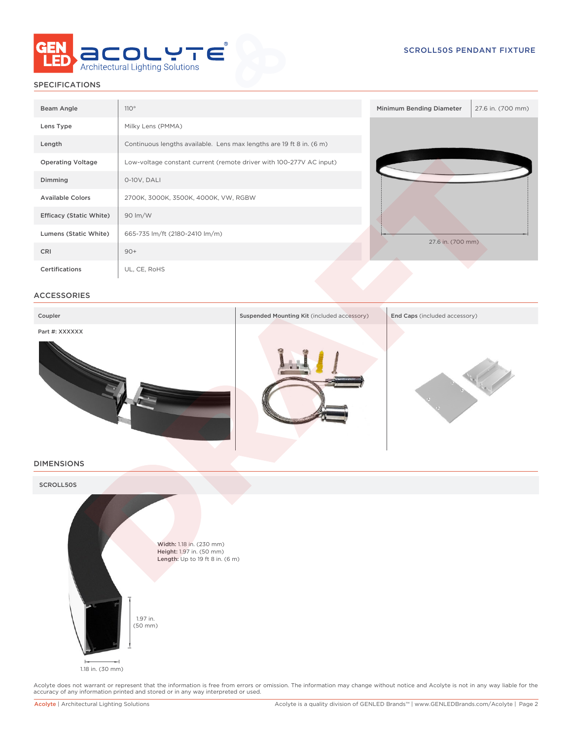## SPECIFICATIONS

| | |
|---|---|
| Beam Angle | 110° |
| Lens Type | Milky Lens (PMMA) |
| Length | Continuous lengths available. Lens max lengths are 19 ft 8 in. (6 m) |
| Operating Voltage | Low-voltage constant current (remote driver with 100-277V AC input) |
| Dimming | 0-10V, DALI |
| Available Colors | 2700K, 3000K, 3500K, 4000K, VW, RGBW |
| Efficacy (Static White) | 90 lm/W |
| Lumens (Static White) | 665-735 lm/ft (2180-2410 lm/m) |
| CRI | 90+ |
| Certifications | UL, CE, RoHS |

| Minimum Bending Diameter | 27.6 in. (700 mm) |
|---|---|

27.6 in. (700 mm)

## ACCESSORIES

| Coupler | Suspended Mounting Kit (included accessory) | End Caps (included accessory) |
|---|---|---|
| Part #: XXXXXX | | |

## DIMENSIONS

### SCROLL50S

**Width:** 1.18 in. (230 mm)
**Height:** 1.97 in. (50 mm)
**Length:** Up to 19 ft 8 in. (6 m)

1.97 in. (50 mm)

1.18 in. (30 mm)

Acolyte does not warrant or represent that the information is free from errors or omission. The information may change without notice and Acolyte is not in any way liable for the accuracy of any information printed and stored or in any way interpreted or used.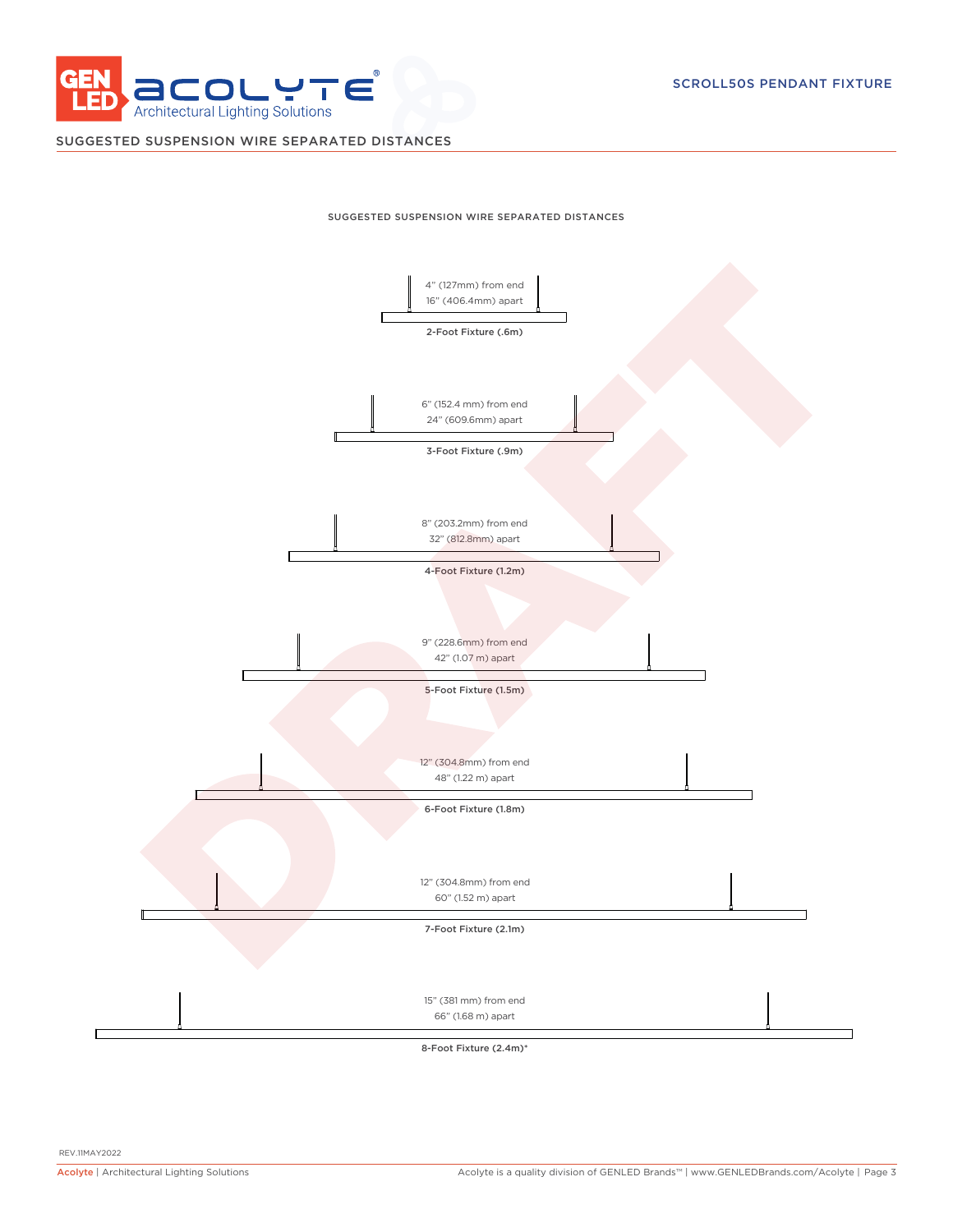## SUGGESTED SUSPENSION WIRE SEPARATED DISTANCES

SUGGESTED SUSPENSION WIRE SEPARATED DISTANCES

4" (127mm) from end
16" (406.4mm) apart

**2-Foot Fixture (.6m)**

6" (152.4 mm) from end
24" (609.6mm) apart

**3-Foot Fixture (.9m)**

8" (203.2mm) from end
32" (812.8mm) apart

**4-Foot Fixture (1.2m)**

9" (228.6mm) from end
42" (1.07 m) apart

**5-Foot Fixture (1.5m)**

12" (304.8mm) from end
48" (1.22 m) apart

**6-Foot Fixture (1.8m)**

12" (304.8mm) from end
60" (1.52 m) apart

**7-Foot Fixture (2.1m)**

15" (381 mm) from end
66" (1.68 m) apart

**8-Foot Fixture (2.4m)***

REV.11MAY2022